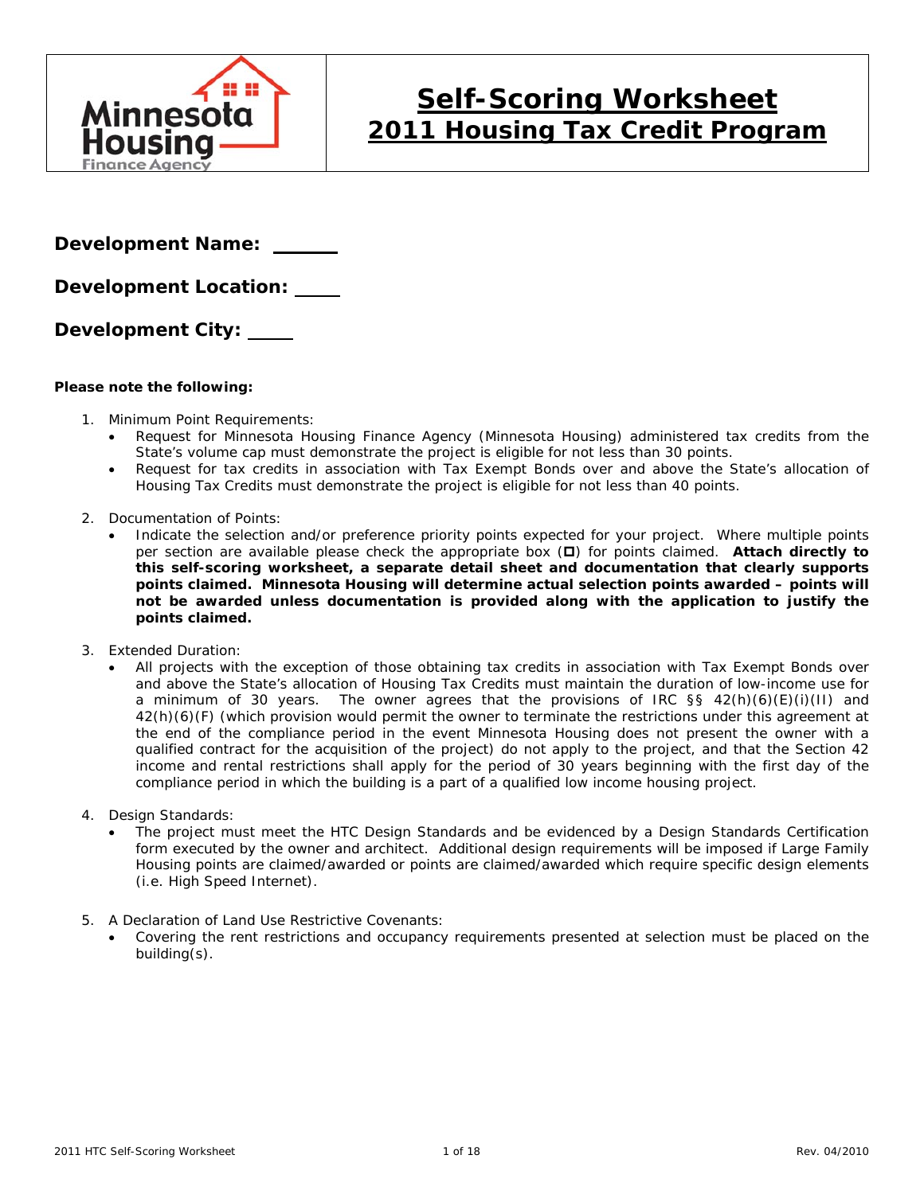# Self-Scoring Worksheet
## 2011 Housing Tax Credit Program

**Development Name:** ______

**Development Location:** ____

**Development City:** ____

**Please note the following:**

1. Minimum Point Requirements:
   - Request for Minnesota Housing Finance Agency (Minnesota Housing) administered tax credits from the State's volume cap must demonstrate the project is eligible for not less than 30 points.
   - Request for tax credits in association with Tax Exempt Bonds over and above the State's allocation of Housing Tax Credits must demonstrate the project is eligible for not less than 40 points.

2. Documentation of Points:
   - Indicate the selection and/or preference priority points expected for your project. Where multiple points per section are available please check the appropriate box (☐) for points claimed. **Attach directly to this self-scoring worksheet, a separate detail sheet and documentation that clearly supports points claimed. Minnesota Housing will determine actual selection points awarded – points will not be awarded unless documentation is provided along with the application to justify the points claimed.**

3. Extended Duration:
   - All projects with the exception of those obtaining tax credits in association with Tax Exempt Bonds over and above the State's allocation of Housing Tax Credits must maintain the duration of low-income use for a minimum of 30 years. The owner agrees that the provisions of IRC §§ 42(h)(6)(E)(i)(II) and 42(h)(6)(F) (which provision would permit the owner to terminate the restrictions under this agreement at the end of the compliance period in the event Minnesota Housing does not present the owner with a qualified contract for the acquisition of the project) do not apply to the project, and that the Section 42 income and rental restrictions shall apply for the period of 30 years beginning with the first day of the compliance period in which the building is a part of a qualified low income housing project.

4. Design Standards:
   - The project must meet the HTC Design Standards and be evidenced by a Design Standards Certification form executed by the owner and architect. Additional design requirements will be imposed if Large Family Housing points are claimed/awarded or points are claimed/awarded which require specific design elements (i.e. High Speed Internet).

5. A Declaration of Land Use Restrictive Covenants:
   - Covering the rent restrictions and occupancy requirements presented at selection must be placed on the building(s).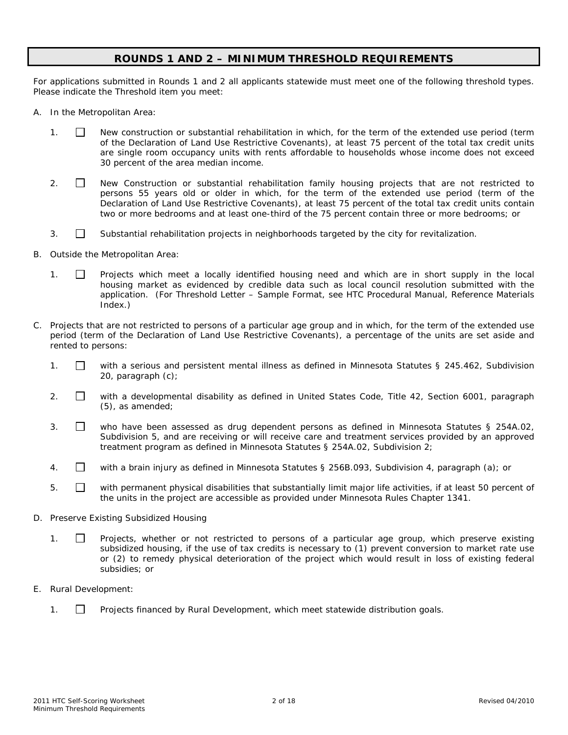## ROUNDS 1 AND 2 – MINIMUM THRESHOLD REQUIREMENTS

For applications submitted in Rounds 1 and 2 all applicants statewide must meet one of the following threshold types. Please indicate the Threshold item you meet:

A. In the Metropolitan Area:

1. ☐ New construction or substantial rehabilitation in which, for the term of the extended use period (term of the Declaration of Land Use Restrictive Covenants), at least 75 percent of the total tax credit units are single room occupancy units with rents affordable to households whose income does not exceed 30 percent of the area median income.

2. ☐ New Construction or substantial rehabilitation family housing projects that are not restricted to persons 55 years old or older in which, for the term of the extended use period (term of the Declaration of Land Use Restrictive Covenants), at least 75 percent of the total tax credit units contain two or more bedrooms and at least one-third of the 75 percent contain three or more bedrooms; or

3. ☐ Substantial rehabilitation projects in neighborhoods targeted by the city for revitalization.

B. Outside the Metropolitan Area:

1. ☐ Projects which meet a locally identified housing need and which are in short supply in the local housing market as evidenced by credible data such as local council resolution submitted with the application. (For Threshold Letter – Sample Format, see HTC Procedural Manual, Reference Materials Index.)

C. Projects that are not restricted to persons of a particular age group and in which, for the term of the extended use period (term of the Declaration of Land Use Restrictive Covenants), a percentage of the units are set aside and rented to persons:

1. ☐ with a serious and persistent mental illness as defined in Minnesota Statutes § 245.462, Subdivision 20, paragraph (c);

2. ☐ with a developmental disability as defined in United States Code, Title 42, Section 6001, paragraph (5), as amended;

3. ☐ who have been assessed as drug dependent persons as defined in Minnesota Statutes § 254A.02, Subdivision 5, and are receiving or will receive care and treatment services provided by an approved treatment program as defined in Minnesota Statutes § 254A.02, Subdivision 2;

4. ☐ with a brain injury as defined in Minnesota Statutes § 256B.093, Subdivision 4, paragraph (a); or

5. ☐ with permanent physical disabilities that substantially limit major life activities, if at least 50 percent of the units in the project are accessible as provided under Minnesota Rules Chapter 1341.

D. Preserve Existing Subsidized Housing

1. ☐ Projects, whether or not restricted to persons of a particular age group, which preserve existing subsidized housing, if the use of tax credits is necessary to (1) prevent conversion to market rate use or (2) to remedy physical deterioration of the project which would result in loss of existing federal subsidies; or

E. Rural Development:

1. ☐ Projects financed by Rural Development, which meet statewide distribution goals.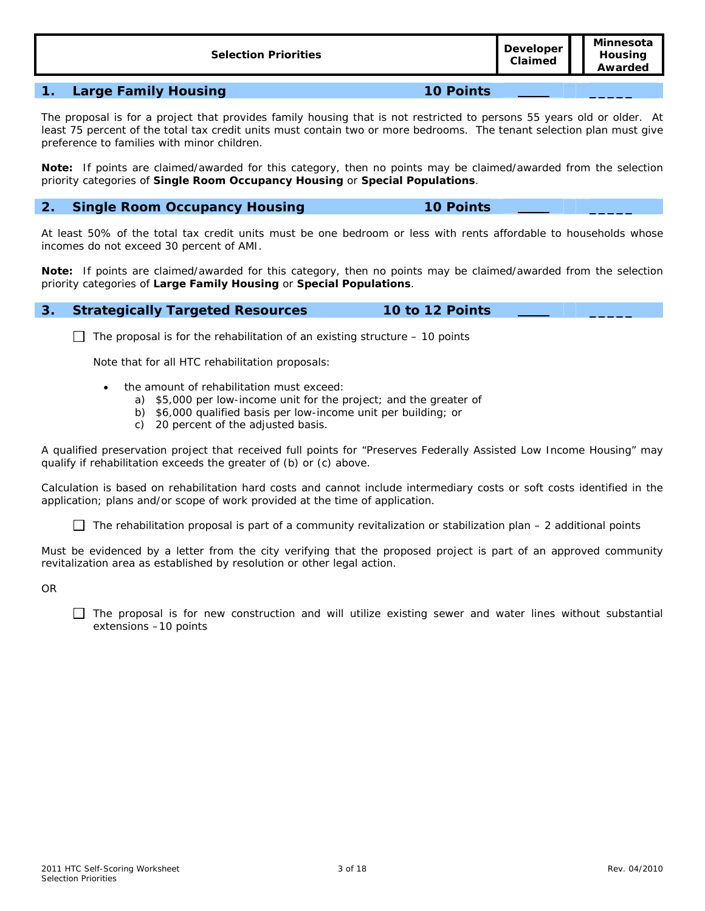| Selection Priorities | Developer Claimed | Minnesota Housing Awarded |
|---|---|---|

## 1. Large Family Housing — 10 Points ____ _____

The proposal is for a project that provides family housing that is not restricted to persons 55 years old or older. At least 75 percent of the total tax credit units must contain two or more bedrooms. The tenant selection plan must give preference to families with minor children.

**Note:** If points are claimed/awarded for this category, then no points may be claimed/awarded from the selection priority categories of **Single Room Occupancy Housing** or **Special Populations**.

## 2. Single Room Occupancy Housing — 10 Points ____ _____

At least 50% of the total tax credit units must be one bedroom or less with rents affordable to households whose incomes do not exceed 30 percent of AMI.

**Note:** If points are claimed/awarded for this category, then no points may be claimed/awarded from the selection priority categories of **Large Family Housing** or **Special Populations**.

## 3. Strategically Targeted Resources — 10 to 12 Points ____ _____

☐ The proposal is for the rehabilitation of an existing structure – 10 points

Note that for all HTC rehabilitation proposals:

- the amount of rehabilitation must exceed:
  a) $5,000 per low-income unit for the project; and the greater of
  b) $6,000 qualified basis per low-income unit per building; or
  c) 20 percent of the adjusted basis.

A qualified preservation project that received full points for "Preserves Federally Assisted Low Income Housing" may qualify if rehabilitation exceeds the greater of (b) or (c) above.

Calculation is based on rehabilitation hard costs and cannot include intermediary costs or soft costs identified in the application; plans and/or scope of work provided at the time of application.

☐ The rehabilitation proposal is part of a community revitalization or stabilization plan – 2 additional points

Must be evidenced by a letter from the city verifying that the proposed project is part of an approved community revitalization area as established by resolution or other legal action.

OR

☐ The proposal is for new construction and will utilize existing sewer and water lines without substantial extensions –10 points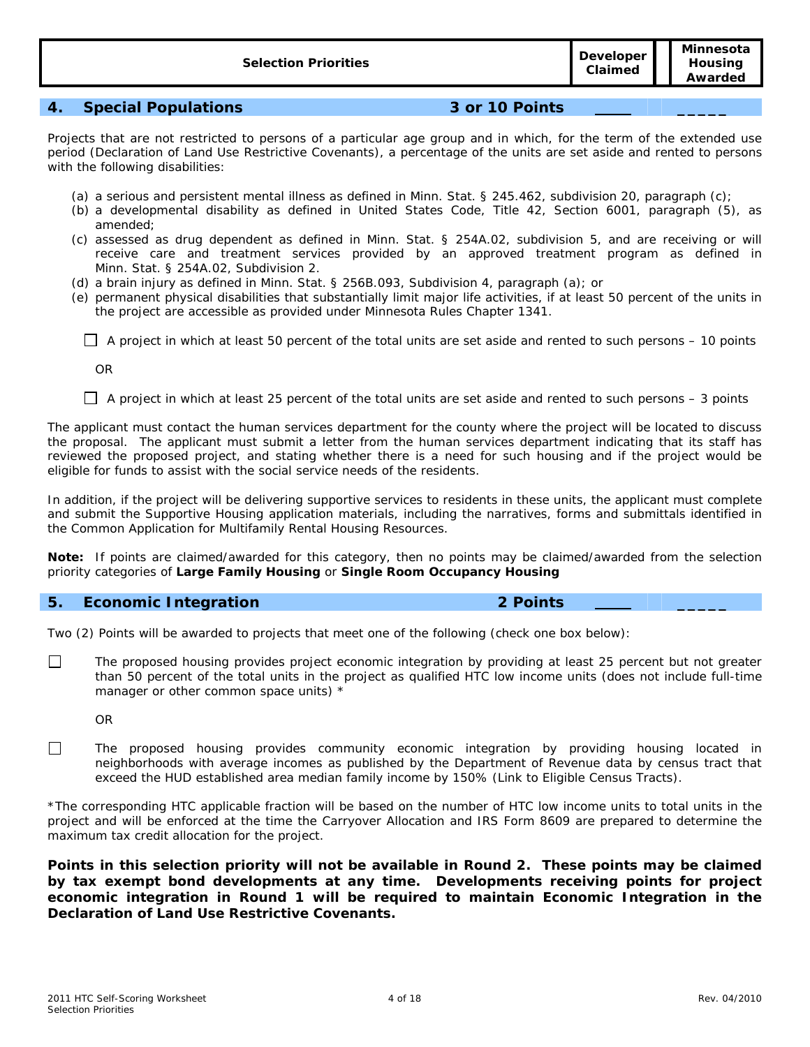| Selection Priorities | Developer Claimed | Minnesota Housing Awarded |
|---|---|---|

## 4. Special Populations — 3 or 10 Points ____ _____

Projects that are not restricted to persons of a particular age group and in which, for the term of the extended use period (Declaration of Land Use Restrictive Covenants), a percentage of the units are set aside and rented to persons with the following disabilities:

(a) a serious and persistent mental illness as defined in Minn. Stat. § 245.462, subdivision 20, paragraph (c);
(b) a developmental disability as defined in United States Code, Title 42, Section 6001, paragraph (5), as amended;
(c) assessed as drug dependent as defined in Minn. Stat. § 254A.02, subdivision 5, and are receiving or will receive care and treatment services provided by an approved treatment program as defined in Minn. Stat. § 254A.02, Subdivision 2.
(d) a brain injury as defined in Minn. Stat. § 256B.093, Subdivision 4, paragraph (a); or
(e) permanent physical disabilities that substantially limit major life activities, if at least 50 percent of the units in the project are accessible as provided under Minnesota Rules Chapter 1341.

☐ A project in which at least 50 percent of the total units are set aside and rented to such persons – 10 points

OR

☐ A project in which at least 25 percent of the total units are set aside and rented to such persons – 3 points

The applicant must contact the human services department for the county where the project will be located to discuss the proposal. The applicant must submit a letter from the human services department indicating that its staff has reviewed the proposed project, and stating whether there is a need for such housing and if the project would be eligible for funds to assist with the social service needs of the residents.

In addition, if the project will be delivering supportive services to residents in these units, the applicant must complete and submit the Supportive Housing application materials, including the narratives, forms and submittals identified in the Common Application for Multifamily Rental Housing Resources.

**Note:** If points are claimed/awarded for this category, then no points may be claimed/awarded from the selection priority categories of **Large Family Housing** or **Single Room Occupancy Housing**

## 5. Economic Integration — 2 Points ____ _____

Two (2) Points will be awarded to projects that meet one of the following (check one box below):

☐ The proposed housing provides project economic integration by providing at least 25 percent but not greater than 50 percent of the total units in the project as qualified HTC low income units (does not include full-time manager or other common space units) *

OR

☐ The proposed housing provides community economic integration by providing housing located in neighborhoods with average incomes as published by the Department of Revenue data by census tract that exceed the HUD established area median family income by 150% (Link to Eligible Census Tracts).

*The corresponding HTC applicable fraction will be based on the number of HTC low income units to total units in the project and will be enforced at the time the Carryover Allocation and IRS Form 8609 are prepared to determine the maximum tax credit allocation for the project.

**Points in this selection priority will not be available in Round 2. These points may be claimed by tax exempt bond developments at any time. Developments receiving points for project economic integration in Round 1 will be required to maintain Economic Integration in the Declaration of Land Use Restrictive Covenants.**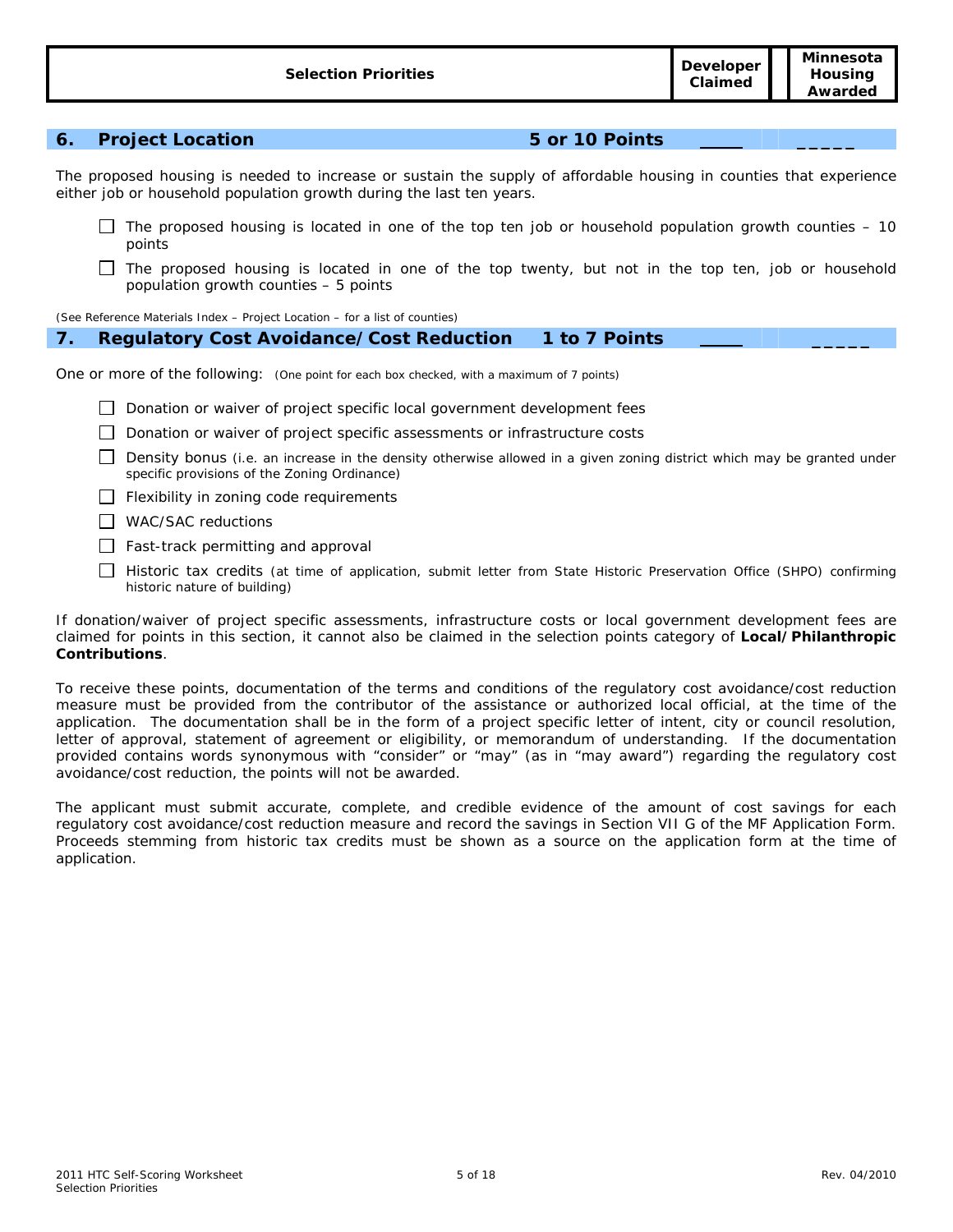| Selection Priorities | Developer Claimed | Minnesota Housing Awarded |
| --- | --- | --- |

## 6. Project Location — 5 or 10 Points ____ _____

The proposed housing is needed to increase or sustain the supply of affordable housing in counties that experience either job or household population growth during the last ten years.

- ☐ The proposed housing is located in one of the top ten job or household population growth counties – 10 points
- ☐ The proposed housing is located in one of the top twenty, but not in the top ten, job or household population growth counties – 5 points

(See Reference Materials Index – Project Location – for a list of counties)

## 7. Regulatory Cost Avoidance/Cost Reduction — 1 to 7 Points ____ _____

One or more of the following: (One point for each box checked, with a maximum of 7 points)

- ☐ Donation or waiver of project specific local government development fees
- ☐ Donation or waiver of project specific assessments or infrastructure costs
- ☐ Density bonus (i.e. an increase in the density otherwise allowed in a given zoning district which may be granted under specific provisions of the Zoning Ordinance)
- ☐ Flexibility in zoning code requirements
- ☐ WAC/SAC reductions
- ☐ Fast-track permitting and approval
- ☐ Historic tax credits (at time of application, submit letter from State Historic Preservation Office (SHPO) confirming historic nature of building)

If donation/waiver of project specific assessments, infrastructure costs or local government development fees are claimed for points in this section, it cannot also be claimed in the selection points category of **Local/Philanthropic Contributions**.

To receive these points, documentation of the terms and conditions of the regulatory cost avoidance/cost reduction measure must be provided from the contributor of the assistance or authorized local official, at the time of the application. The documentation shall be in the form of a project specific letter of intent, city or council resolution, letter of approval, statement of agreement or eligibility, or memorandum of understanding. If the documentation provided contains words synonymous with "consider" or "may" (as in "may award") regarding the regulatory cost avoidance/cost reduction, the points will not be awarded.

The applicant must submit accurate, complete, and credible evidence of the amount of cost savings for each regulatory cost avoidance/cost reduction measure and record the savings in Section VII G of the MF Application Form. Proceeds stemming from historic tax credits must be shown as a source on the application form at the time of application.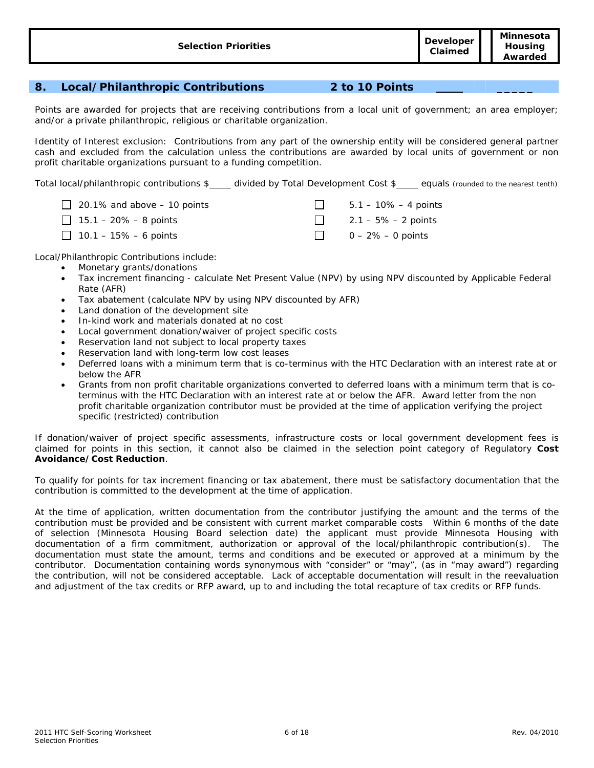| Selection Priorities | Developer Claimed | Minnesota Housing Awarded |
|---|---|---|

## 8. Local/Philanthropic Contributions 2 to 10 Points ____ _____

Points are awarded for projects that are receiving contributions from a local unit of government; an area employer; and/or a private philanthropic, religious or charitable organization.

Identity of Interest exclusion: Contributions from any part of the ownership entity will be considered general partner cash and excluded from the calculation unless the contributions are awarded by local units of government or non profit charitable organizations pursuant to a funding competition.

Total local/philanthropic contributions $____ divided by Total Development Cost $____ equals (rounded to the nearest tenth)

- ☐ 20.1% and above – 10 points
- ☐ 15.1 – 20% – 8 points
- ☐ 10.1 – 15% – 6 points
- ☐ 5.1 – 10% – 4 points
- ☐ 2.1 – 5% – 2 points
- ☐ 0 – 2% – 0 points

Local/Philanthropic Contributions include:

- Monetary grants/donations
- Tax increment financing - calculate Net Present Value (NPV) by using NPV discounted by Applicable Federal Rate (AFR)
- Tax abatement (calculate NPV by using NPV discounted by AFR)
- Land donation of the development site
- In-kind work and materials donated at no cost
- Local government donation/waiver of project specific costs
- Reservation land not subject to local property taxes
- Reservation land with long-term low cost leases
- Deferred loans with a minimum term that is co-terminus with the HTC Declaration with an interest rate at or below the AFR
- Grants from non profit charitable organizations converted to deferred loans with a minimum term that is co-terminus with the HTC Declaration with an interest rate at or below the AFR. Award letter from the non profit charitable organization contributor must be provided at the time of application verifying the project specific (restricted) contribution

If donation/waiver of project specific assessments, infrastructure costs or local government development fees is claimed for points in this section, it cannot also be claimed in the selection point category of Regulatory **Cost Avoidance/Cost Reduction**.

To qualify for points for tax increment financing or tax abatement, there must be satisfactory documentation that the contribution is committed to the development at the time of application.

At the time of application, written documentation from the contributor justifying the amount and the terms of the contribution must be provided and be consistent with current market comparable costs Within 6 months of the date of selection (Minnesota Housing Board selection date) the applicant must provide Minnesota Housing with documentation of a firm commitment, authorization or approval of the local/philanthropic contribution(s). The documentation must state the amount, terms and conditions and be executed or approved at a minimum by the contributor. Documentation containing words synonymous with "consider" or "may", (as in "may award") regarding the contribution, will not be considered acceptable. Lack of acceptable documentation will result in the reevaluation and adjustment of the tax credits or RFP award, up to and including the total recapture of tax credits or RFP funds.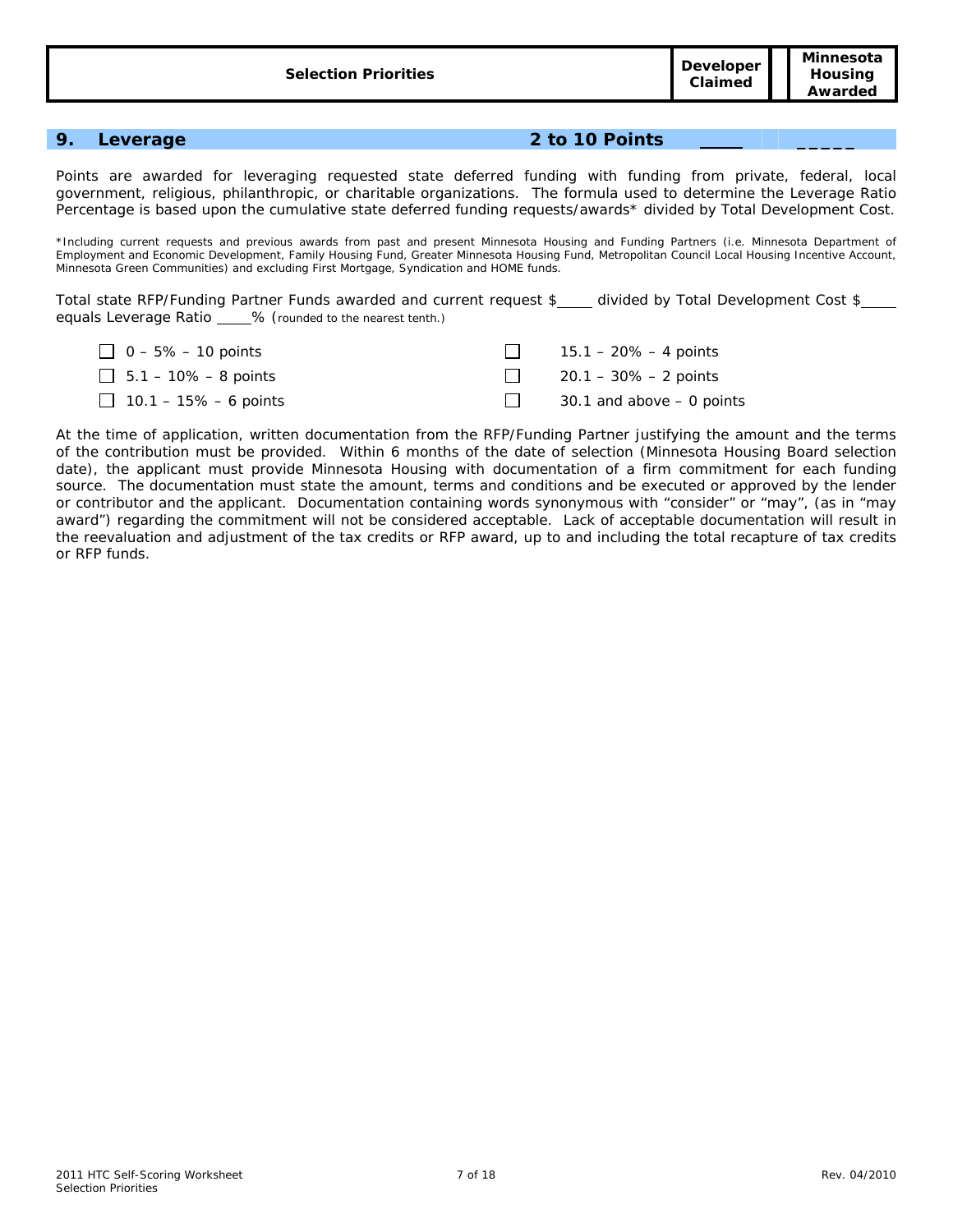| Selection Priorities | Developer Claimed | Minnesota Housing Awarded |
|---|---|---|

## 9. Leverage — 2 to 10 Points ____ _____

Points are awarded for leveraging requested state deferred funding with funding from private, federal, local government, religious, philanthropic, or charitable organizations. The formula used to determine the Leverage Ratio Percentage is based upon the cumulative state deferred funding requests/awards* divided by Total Development Cost.

*Including current requests and previous awards from past and present Minnesota Housing and Funding Partners (i.e. Minnesota Department of Employment and Economic Development, Family Housing Fund, Greater Minnesota Housing Fund, Metropolitan Council Local Housing Incentive Account, Minnesota Green Communities) and excluding First Mortgage, Syndication and HOME funds.

Total state RFP/Funding Partner Funds awarded and current request $____ divided by Total Development Cost $____ equals Leverage Ratio ____% (rounded to the nearest tenth.)

- ☐ 0 – 5% – 10 points
- ☐ 5.1 – 10% – 8 points
- ☐ 10.1 – 15% – 6 points
- ☐ 15.1 – 20% – 4 points
- ☐ 20.1 – 30% – 2 points
- ☐ 30.1 and above – 0 points

At the time of application, written documentation from the RFP/Funding Partner justifying the amount and the terms of the contribution must be provided. Within 6 months of the date of selection (Minnesota Housing Board selection date), the applicant must provide Minnesota Housing with documentation of a firm commitment for each funding source. The documentation must state the amount, terms and conditions and be executed or approved by the lender or contributor and the applicant. Documentation containing words synonymous with "consider" or "may", (as in "may award") regarding the commitment will not be considered acceptable. Lack of acceptable documentation will result in the reevaluation and adjustment of the tax credits or RFP award, up to and including the total recapture of tax credits or RFP funds.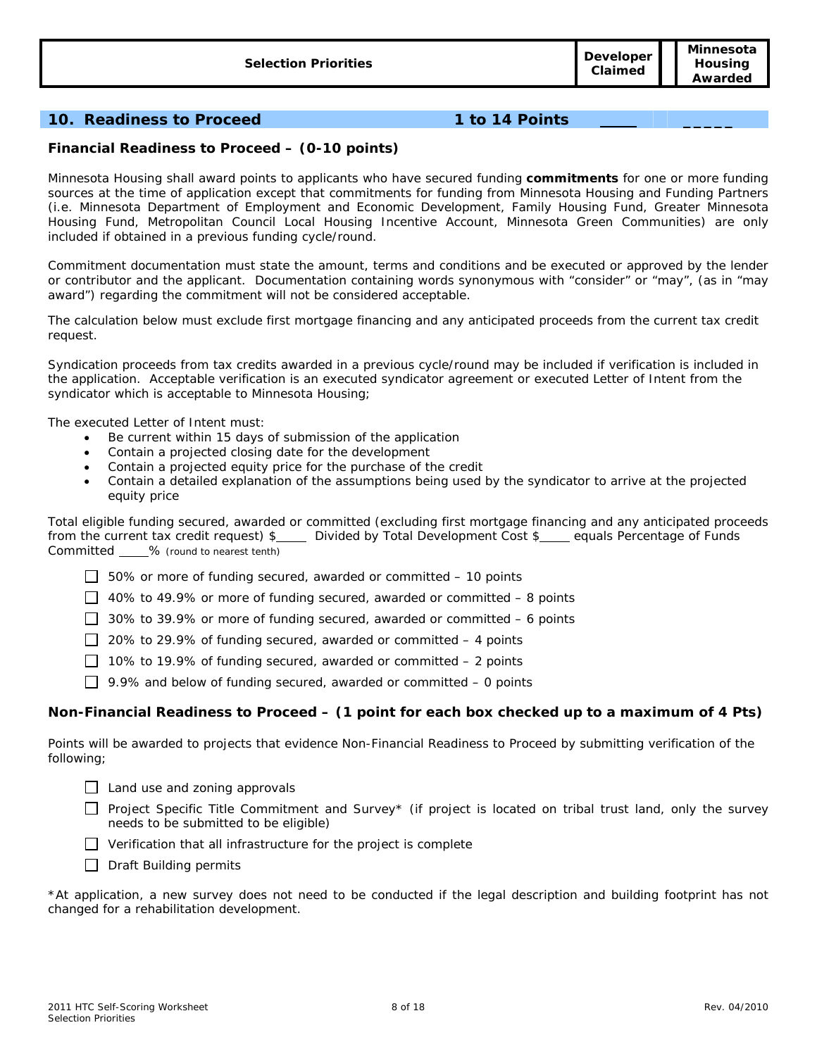| Selection Priorities | Developer Claimed | Minnesota Housing Awarded |
|---|---|---|

## 10. Readiness to Proceed 1 to 14 Points ____ _____

### Financial Readiness to Proceed – (0-10 points)

Minnesota Housing shall award points to applicants who have secured funding **commitments** for one or more funding sources at the time of application except that commitments for funding from Minnesota Housing and Funding Partners (i.e. Minnesota Department of Employment and Economic Development, Family Housing Fund, Greater Minnesota Housing Fund, Metropolitan Council Local Housing Incentive Account, Minnesota Green Communities) are only included if obtained in a previous funding cycle/round.

Commitment documentation must state the amount, terms and conditions and be executed or approved by the lender or contributor and the applicant. Documentation containing words synonymous with "consider" or "may", (as in "may award") regarding the commitment will not be considered acceptable.

The calculation below must exclude first mortgage financing and any anticipated proceeds from the current tax credit request.

Syndication proceeds from tax credits awarded in a previous cycle/round may be included if verification is included in the application. Acceptable verification is an executed syndicator agreement or executed Letter of Intent from the syndicator which is acceptable to Minnesota Housing;

The executed Letter of Intent must:

- Be current within 15 days of submission of the application
- Contain a projected closing date for the development
- Contain a projected equity price for the purchase of the credit
- Contain a detailed explanation of the assumptions being used by the syndicator to arrive at the projected equity price

Total eligible funding secured, awarded or committed (excluding first mortgage financing and any anticipated proceeds from the current tax credit request) $_____ Divided by Total Development Cost $_____ equals Percentage of Funds Committed _____% (round to nearest tenth)

- ☐ 50% or more of funding secured, awarded or committed – 10 points
- ☐ 40% to 49.9% or more of funding secured, awarded or committed – 8 points
- ☐ 30% to 39.9% or more of funding secured, awarded or committed – 6 points
- ☐ 20% to 29.9% of funding secured, awarded or committed – 4 points
- ☐ 10% to 19.9% of funding secured, awarded or committed – 2 points
- ☐ 9.9% and below of funding secured, awarded or committed – 0 points

### Non-Financial Readiness to Proceed – (1 point for each box checked up to a maximum of 4 Pts)

Points will be awarded to projects that evidence Non-Financial Readiness to Proceed by submitting verification of the following;

- ☐ Land use and zoning approvals
- ☐ Project Specific Title Commitment and Survey* (if project is located on tribal trust land, only the survey needs to be submitted to be eligible)
- ☐ Verification that all infrastructure for the project is complete
- ☐ Draft Building permits

*At application, a new survey does not need to be conducted if the legal description and building footprint has not changed for a rehabilitation development.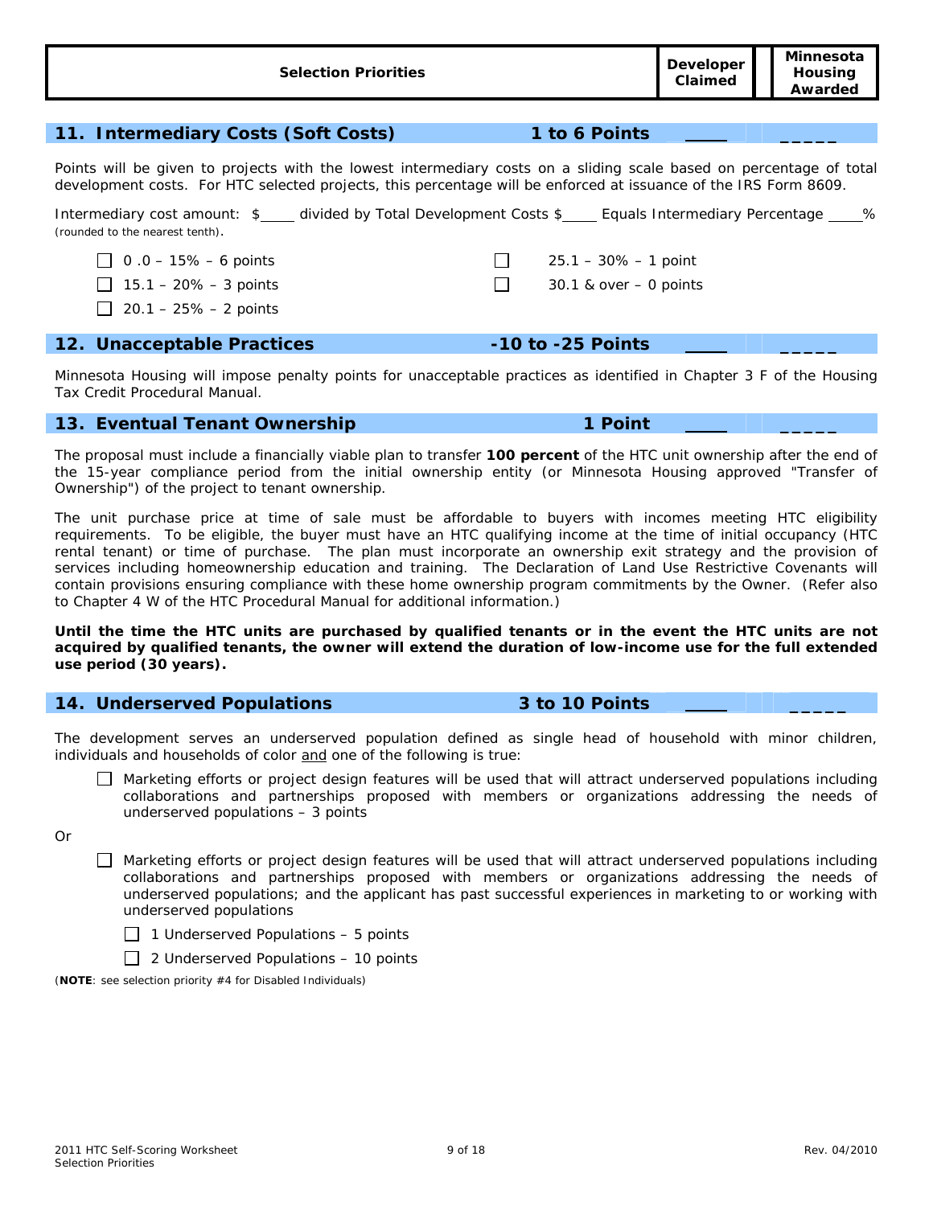| Selection Priorities | Developer Claimed | Minnesota Housing Awarded |
|---|---|---|

## 11. Intermediary Costs (Soft Costs) — 1 to 6 Points ____ _____

Points will be given to projects with the lowest intermediary costs on a sliding scale based on percentage of total development costs. For HTC selected projects, this percentage will be enforced at issuance of the IRS Form 8609.

Intermediary cost amount: $____ divided by Total Development Costs $____ Equals Intermediary Percentage ____% (rounded to the nearest tenth).

- ☐ 0 .0 – 15% – 6 points
- ☐ 15.1 – 20% – 3 points
- ☐ 20.1 – 25% – 2 points
- ☐ 25.1 – 30% – 1 point
- ☐ 30.1 & over – 0 points

## 12. Unacceptable Practices — -10 to -25 Points ____ _____

Minnesota Housing will impose penalty points for unacceptable practices as identified in Chapter 3 F of the Housing Tax Credit Procedural Manual.

## 13. Eventual Tenant Ownership — 1 Point ____ _____

The proposal must include a financially viable plan to transfer **100 percent** of the HTC unit ownership after the end of the 15-year compliance period from the initial ownership entity (or Minnesota Housing approved "Transfer of Ownership") of the project to tenant ownership.

The unit purchase price at time of sale must be affordable to buyers with incomes meeting HTC eligibility requirements. To be eligible, the buyer must have an HTC qualifying income at the time of initial occupancy (HTC rental tenant) or time of purchase. The plan must incorporate an ownership exit strategy and the provision of services including homeownership education and training. The Declaration of Land Use Restrictive Covenants will contain provisions ensuring compliance with these home ownership program commitments by the Owner. (Refer also to Chapter 4 W of the HTC Procedural Manual for additional information.)

**Until the time the HTC units are purchased by qualified tenants or in the event the HTC units are not acquired by qualified tenants, the owner will extend the duration of low-income use for the full extended use period (30 years).**

## 14. Underserved Populations — 3 to 10 Points ____ _____

The development serves an underserved population defined as single head of household with minor children, individuals and households of color and one of the following is true:

- ☐ Marketing efforts or project design features will be used that will attract underserved populations including collaborations and partnerships proposed with members or organizations addressing the needs of underserved populations – 3 points

Or

- ☐ Marketing efforts or project design features will be used that will attract underserved populations including collaborations and partnerships proposed with members or organizations addressing the needs of underserved populations; and the applicant has past successful experiences in marketing to or working with underserved populations
  - ☐ 1 Underserved Populations – 5 points
  - ☐ 2 Underserved Populations – 10 points

(**NOTE**: see selection priority #4 for Disabled Individuals)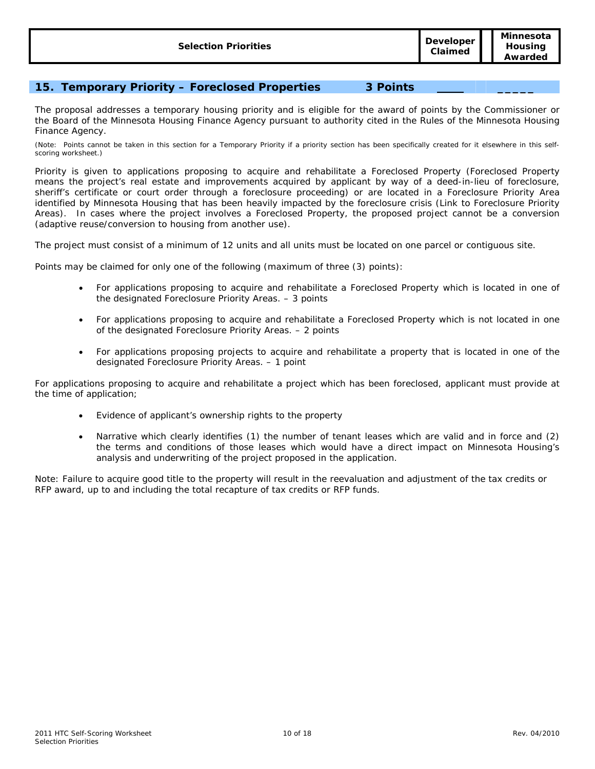| Selection Priorities | Developer Claimed | Minnesota Housing Awarded |
|---|---|---|
| **15. Temporary Priority – Foreclosed Properties** 3 Points | ____ | _____ |

The proposal addresses a temporary housing priority and is eligible for the award of points by the Commissioner or the Board of the Minnesota Housing Finance Agency pursuant to authority cited in the Rules of the Minnesota Housing Finance Agency.

(Note: Points cannot be taken in this section for a Temporary Priority if a priority section has been specifically created for it elsewhere in this self-scoring worksheet.)

Priority is given to applications proposing to acquire and rehabilitate a Foreclosed Property (Foreclosed Property means the project's real estate and improvements acquired by applicant by way of a deed-in-lieu of foreclosure, sheriff's certificate or court order through a foreclosure proceeding) or are located in a Foreclosure Priority Area identified by Minnesota Housing that has been heavily impacted by the foreclosure crisis (Link to Foreclosure Priority Areas). In cases where the project involves a Foreclosed Property, the proposed project cannot be a conversion (adaptive reuse/conversion to housing from another use).

The project must consist of a minimum of 12 units and all units must be located on one parcel or contiguous site.

Points may be claimed for only one of the following (maximum of three (3) points):

- For applications proposing to acquire and rehabilitate a Foreclosed Property which is located in one of the designated Foreclosure Priority Areas. – 3 points
- For applications proposing to acquire and rehabilitate a Foreclosed Property which is not located in one of the designated Foreclosure Priority Areas. – 2 points
- For applications proposing projects to acquire and rehabilitate a property that is located in one of the designated Foreclosure Priority Areas. – 1 point

For applications proposing to acquire and rehabilitate a project which has been foreclosed, applicant must provide at the time of application;

- Evidence of applicant's ownership rights to the property
- Narrative which clearly identifies (1) the number of tenant leases which are valid and in force and (2) the terms and conditions of those leases which would have a direct impact on Minnesota Housing's analysis and underwriting of the project proposed in the application.

Note: Failure to acquire good title to the property will result in the reevaluation and adjustment of the tax credits or RFP award, up to and including the total recapture of tax credits or RFP funds.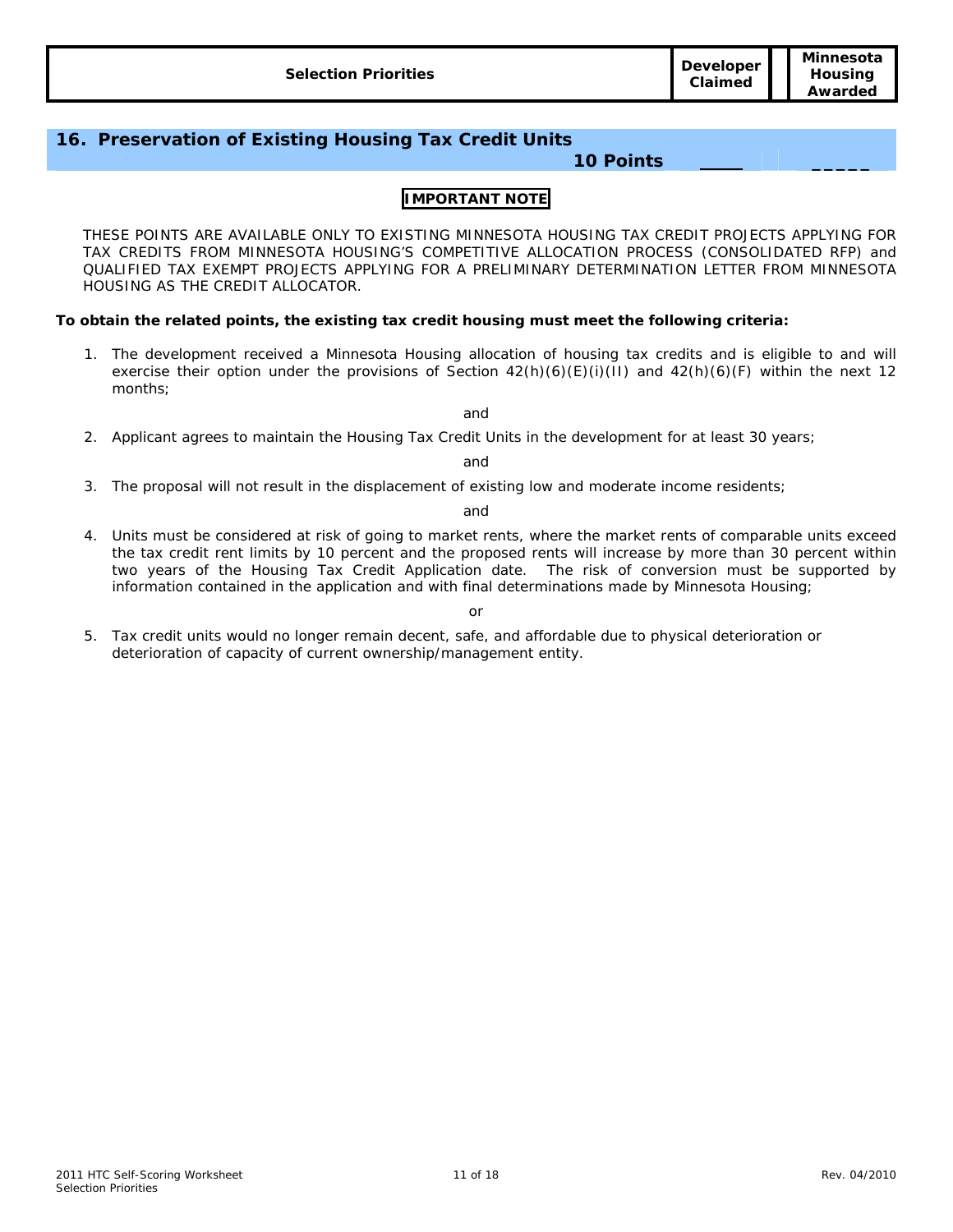| Selection Priorities | Developer Claimed | Minnesota Housing Awarded |
|---|---|---|

## 16. Preservation of Existing Housing Tax Credit Units

**10 Points** ____ _____

**IMPORTANT NOTE**

THESE POINTS ARE AVAILABLE ONLY TO EXISTING MINNESOTA HOUSING TAX CREDIT PROJECTS APPLYING FOR TAX CREDITS FROM MINNESOTA HOUSING'S COMPETITIVE ALLOCATION PROCESS (CONSOLIDATED RFP) and QUALIFIED TAX EXEMPT PROJECTS APPLYING FOR A PRELIMINARY DETERMINATION LETTER FROM MINNESOTA HOUSING AS THE CREDIT ALLOCATOR.

**To obtain the related points, the existing tax credit housing must meet the following criteria:**

1. The development received a Minnesota Housing allocation of housing tax credits and is eligible to and will exercise their option under the provisions of Section 42(h)(6)(E)(i)(II) and 42(h)(6)(F) within the next 12 months;

   and

2. Applicant agrees to maintain the Housing Tax Credit Units in the development for at least 30 years;

   and

3. The proposal will not result in the displacement of existing low and moderate income residents;

   and

4. Units must be considered at risk of going to market rents, where the market rents of comparable units exceed the tax credit rent limits by 10 percent and the proposed rents will increase by more than 30 percent within two years of the Housing Tax Credit Application date. The risk of conversion must be supported by information contained in the application and with final determinations made by Minnesota Housing;

   or

5. Tax credit units would no longer remain decent, safe, and affordable due to physical deterioration or deterioration of capacity of current ownership/management entity.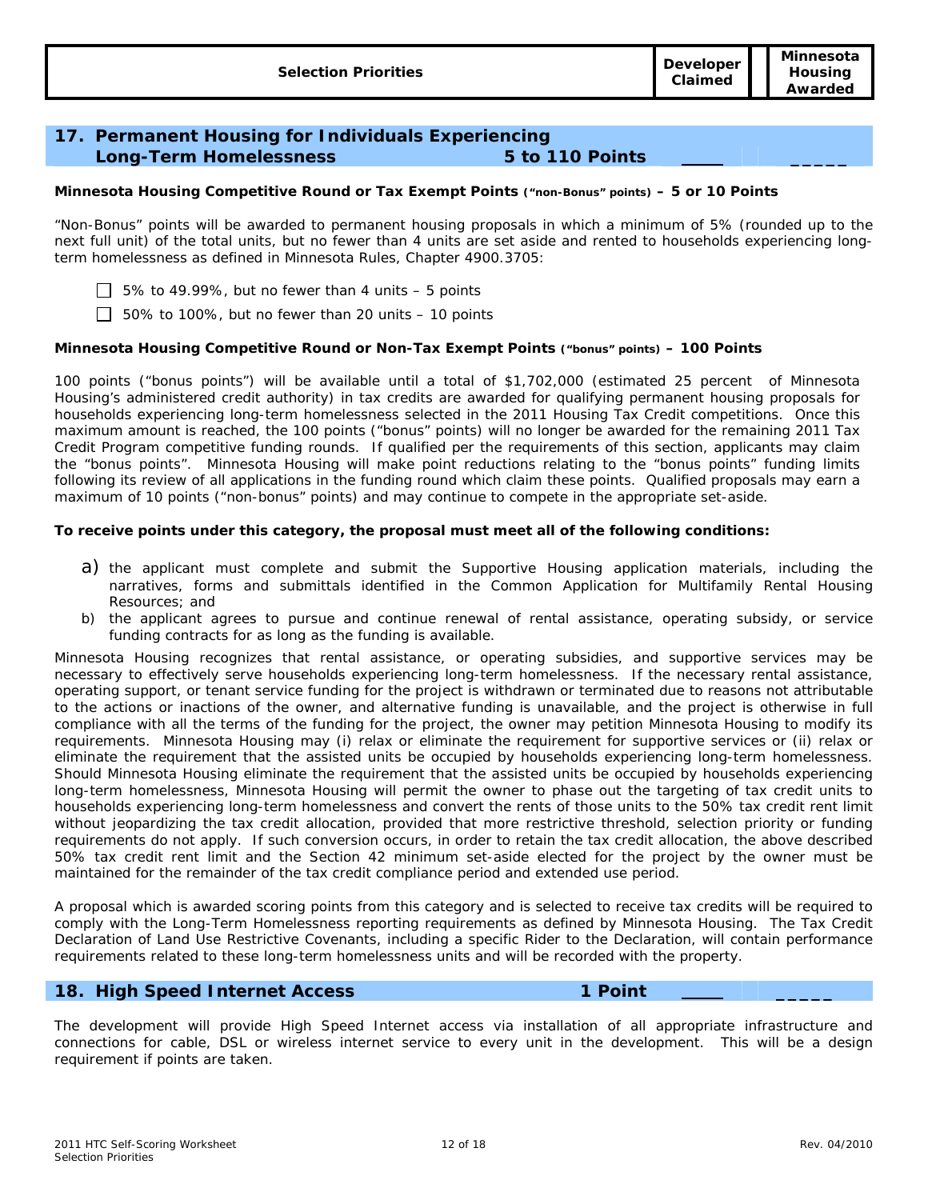| Selection Priorities | Developer Claimed | Minnesota Housing Awarded |
|---|---|---|

## 17. Permanent Housing for Individuals Experiencing Long-Term Homelessness — 5 to 110 Points ____ _____

**Minnesota Housing Competitive Round or Tax Exempt Points (“non-Bonus” points) – 5 or 10 Points**

“Non-Bonus” points will be awarded to permanent housing proposals in which a minimum of 5% (rounded up to the next full unit) of the total units, but no fewer than 4 units are set aside and rented to households experiencing long-term homelessness as defined in Minnesota Rules, Chapter 4900.3705:

- ☐ 5% to 49.99%, but no fewer than 4 units – 5 points
- ☐ 50% to 100%, but no fewer than 20 units – 10 points

**Minnesota Housing Competitive Round or Non-Tax Exempt Points (“bonus” points) – 100 Points**

100 points (“bonus points”) will be available until a total of $1,702,000 (estimated 25 percent of Minnesota Housing’s administered credit authority) in tax credits are awarded for qualifying permanent housing proposals for households experiencing long-term homelessness selected in the 2011 Housing Tax Credit competitions. Once this maximum amount is reached, the 100 points (“bonus” points) will no longer be awarded for the remaining 2011 Tax Credit Program competitive funding rounds. If qualified per the requirements of this section, applicants may claim the “bonus points”. Minnesota Housing will make point reductions relating to the “bonus points” funding limits following its review of all applications in the funding round which claim these points. Qualified proposals may earn a maximum of 10 points (“non-bonus” points) and may continue to compete in the appropriate set-aside.

**To receive points under this category, the proposal must meet all of the following conditions:**

a) the applicant must complete and submit the Supportive Housing application materials, including the narratives, forms and submittals identified in the Common Application for Multifamily Rental Housing Resources; and

b) the applicant agrees to pursue and continue renewal of rental assistance, operating subsidy, or service funding contracts for as long as the funding is available.

Minnesota Housing recognizes that rental assistance, or operating subsidies, and supportive services may be necessary to effectively serve households experiencing long-term homelessness. If the necessary rental assistance, operating support, or tenant service funding for the project is withdrawn or terminated due to reasons not attributable to the actions or inactions of the owner, and alternative funding is unavailable, and the project is otherwise in full compliance with all the terms of the funding for the project, the owner may petition Minnesota Housing to modify its requirements. Minnesota Housing may (i) relax or eliminate the requirement for supportive services or (ii) relax or eliminate the requirement that the assisted units be occupied by households experiencing long-term homelessness. Should Minnesota Housing eliminate the requirement that the assisted units be occupied by households experiencing long-term homelessness, Minnesota Housing will permit the owner to phase out the targeting of tax credit units to households experiencing long-term homelessness and convert the rents of those units to the 50% tax credit rent limit without jeopardizing the tax credit allocation, provided that more restrictive threshold, selection priority or funding requirements do not apply. If such conversion occurs, in order to retain the tax credit allocation, the above described 50% tax credit rent limit and the Section 42 minimum set-aside elected for the project by the owner must be maintained for the remainder of the tax credit compliance period and extended use period.

A proposal which is awarded scoring points from this category and is selected to receive tax credits will be required to comply with the Long-Term Homelessness reporting requirements as defined by Minnesota Housing. The Tax Credit Declaration of Land Use Restrictive Covenants, including a specific Rider to the Declaration, will contain performance requirements related to these long-term homelessness units and will be recorded with the property.

## 18. High Speed Internet Access — 1 Point ____ _____

The development will provide High Speed Internet access via installation of all appropriate infrastructure and connections for cable, DSL or wireless internet service to every unit in the development. This will be a design requirement if points are taken.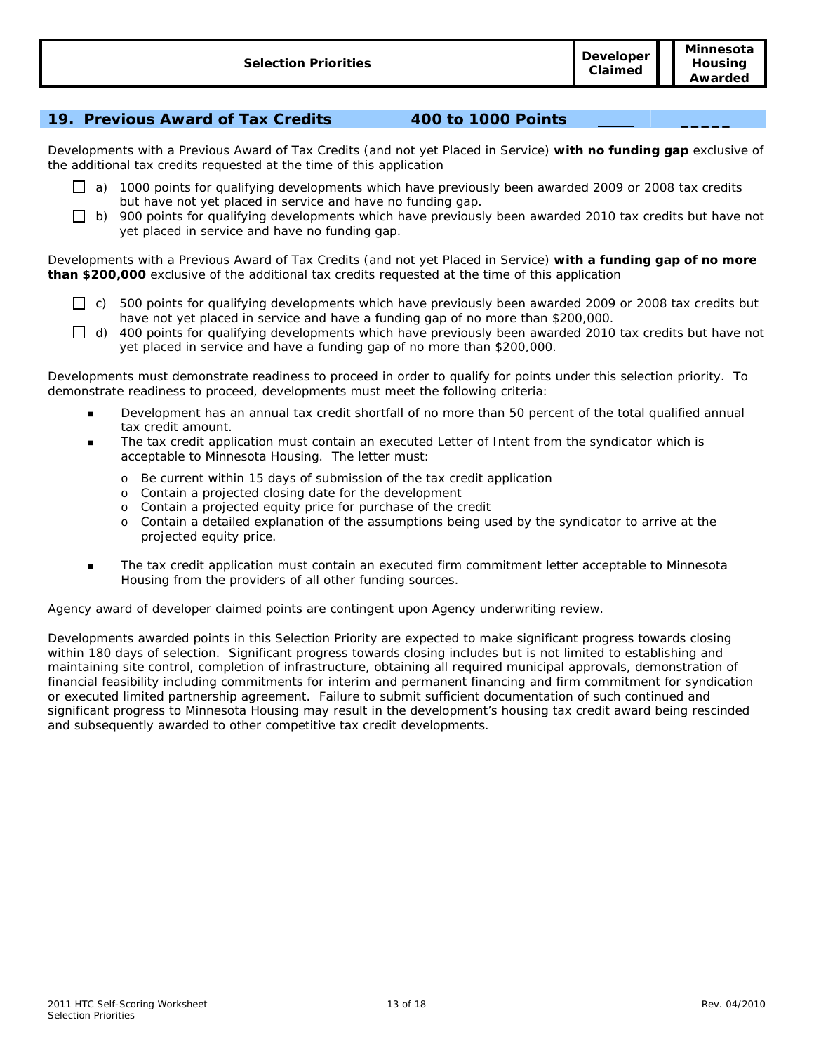| Selection Priorities | Developer Claimed | Minnesota Housing Awarded |
|---|---|---|

## 19. Previous Award of Tax Credits 400 to 1000 Points ____ _____

Developments with a Previous Award of Tax Credits (and not yet Placed in Service) **with no funding gap** exclusive of the additional tax credits requested at the time of this application

- ☐ a) 1000 points for qualifying developments which have previously been awarded 2009 or 2008 tax credits but have not yet placed in service and have no funding gap.
- ☐ b) 900 points for qualifying developments which have previously been awarded 2010 tax credits but have not yet placed in service and have no funding gap.

Developments with a Previous Award of Tax Credits (and not yet Placed in Service) **with a funding gap of no more than $200,000** exclusive of the additional tax credits requested at the time of this application

- ☐ c) 500 points for qualifying developments which have previously been awarded 2009 or 2008 tax credits but have not yet placed in service and have a funding gap of no more than $200,000.
- ☐ d) 400 points for qualifying developments which have previously been awarded 2010 tax credits but have not yet placed in service and have a funding gap of no more than $200,000.

Developments must demonstrate readiness to proceed in order to qualify for points under this selection priority. To demonstrate readiness to proceed, developments must meet the following criteria:

- Development has an annual tax credit shortfall of no more than 50 percent of the total qualified annual tax credit amount.
- The tax credit application must contain an executed Letter of Intent from the syndicator which is acceptable to Minnesota Housing. The letter must:
  - Be current within 15 days of submission of the tax credit application
  - Contain a projected closing date for the development
  - Contain a projected equity price for purchase of the credit
  - Contain a detailed explanation of the assumptions being used by the syndicator to arrive at the projected equity price.
- The tax credit application must contain an executed firm commitment letter acceptable to Minnesota Housing from the providers of all other funding sources.

Agency award of developer claimed points are contingent upon Agency underwriting review.

Developments awarded points in this Selection Priority are expected to make significant progress towards closing within 180 days of selection. Significant progress towards closing includes but is not limited to establishing and maintaining site control, completion of infrastructure, obtaining all required municipal approvals, demonstration of financial feasibility including commitments for interim and permanent financing and firm commitment for syndication or executed limited partnership agreement. Failure to submit sufficient documentation of such continued and significant progress to Minnesota Housing may result in the development's housing tax credit award being rescinded and subsequently awarded to other competitive tax credit developments.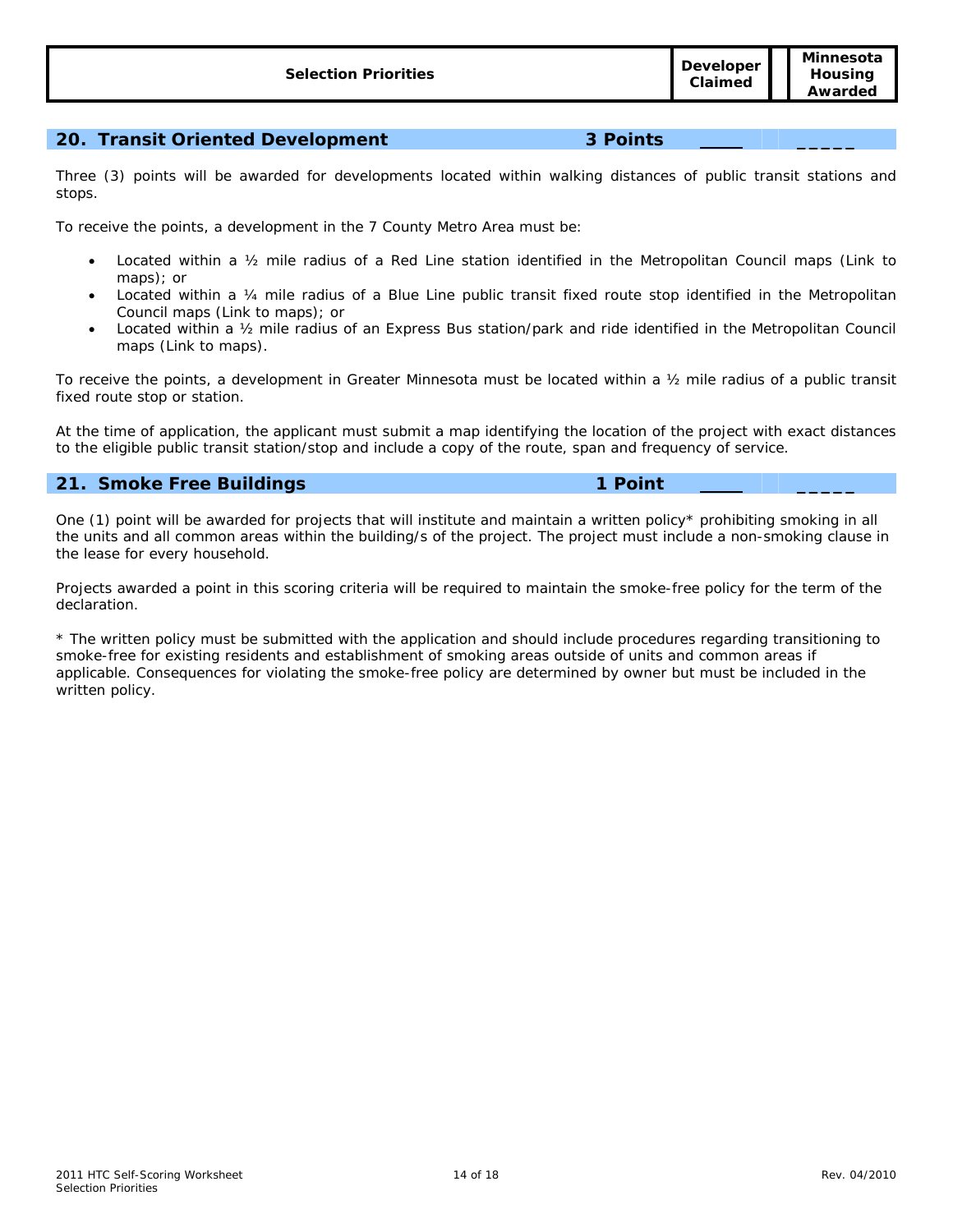| Selection Priorities | Developer Claimed | Minnesota Housing Awarded |
|---|---|---|

## 20. Transit Oriented Development 3 Points ____ _____

Three (3) points will be awarded for developments located within walking distances of public transit stations and stops.

To receive the points, a development in the 7 County Metro Area must be:

- Located within a ½ mile radius of a Red Line station identified in the Metropolitan Council maps (Link to maps); or
- Located within a ¼ mile radius of a Blue Line public transit fixed route stop identified in the Metropolitan Council maps (Link to maps); or
- Located within a ½ mile radius of an Express Bus station/park and ride identified in the Metropolitan Council maps (Link to maps).

To receive the points, a development in Greater Minnesota must be located within a ½ mile radius of a public transit fixed route stop or station.

At the time of application, the applicant must submit a map identifying the location of the project with exact distances to the eligible public transit station/stop and include a copy of the route, span and frequency of service.

## 21. Smoke Free Buildings 1 Point ____ _____

One (1) point will be awarded for projects that will institute and maintain a written policy* prohibiting smoking in all the units and all common areas within the building/s of the project. The project must include a non-smoking clause in the lease for every household.

Projects awarded a point in this scoring criteria will be required to maintain the smoke-free policy for the term of the declaration.

* The written policy must be submitted with the application and should include procedures regarding transitioning to smoke-free for existing residents and establishment of smoking areas outside of units and common areas if applicable. Consequences for violating the smoke-free policy are determined by owner but must be included in the written policy.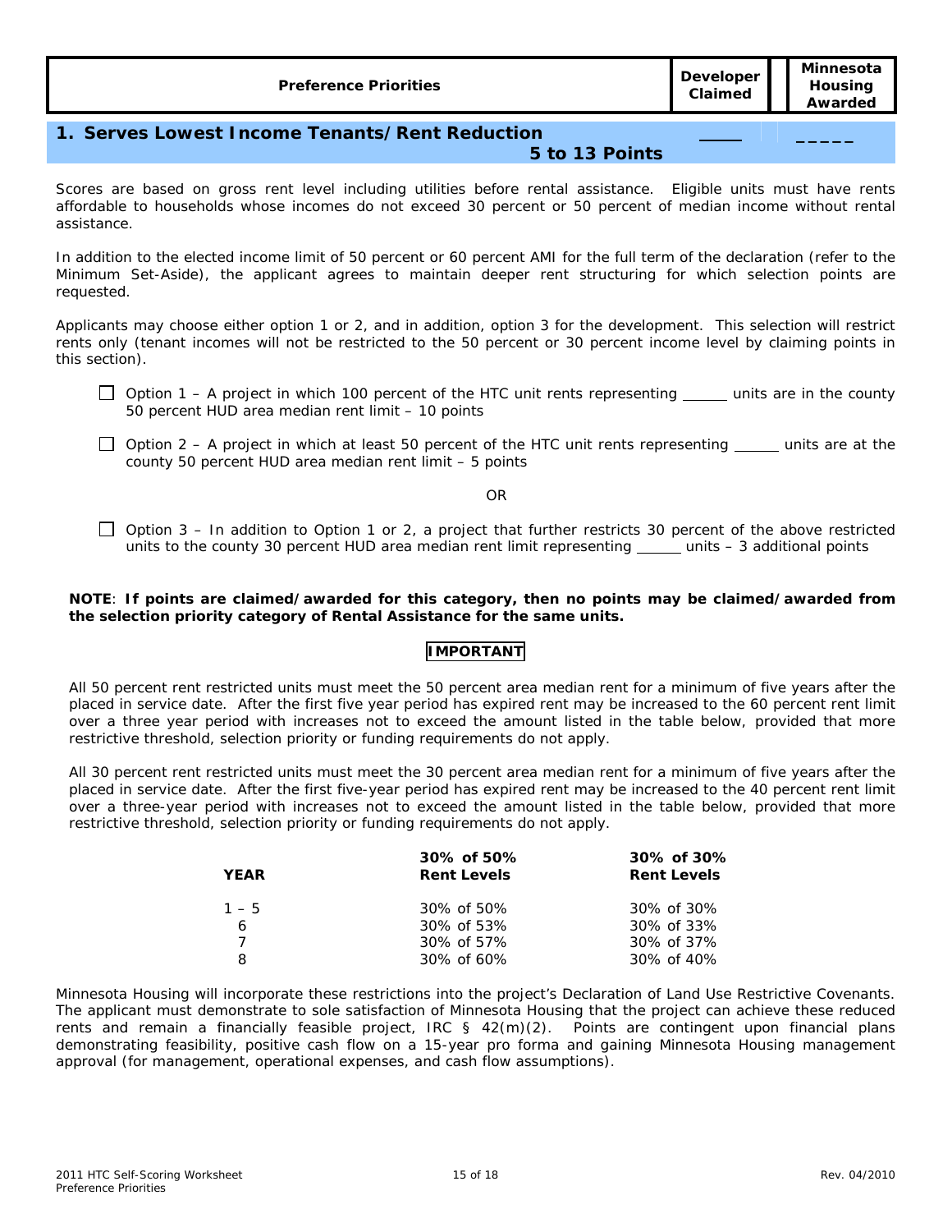| Preference Priorities | Developer Claimed | Minnesota Housing Awarded |
|---|---|---|

## 1. Serves Lowest Income Tenants/Rent Reduction

**5 to 13 Points** \_\_\_\_\_ \_\_\_\_\_

Scores are based on gross rent level including utilities before rental assistance. Eligible units must have rents affordable to households whose incomes do not exceed 30 percent or 50 percent of median income without rental assistance.

In addition to the elected income limit of 50 percent or 60 percent AMI for the full term of the declaration (refer to the Minimum Set-Aside), the applicant agrees to maintain deeper rent structuring for which selection points are requested.

Applicants may choose either option 1 or 2, and in addition, option 3 for the development. This selection will restrict rents only (tenant incomes will not be restricted to the 50 percent or 30 percent income level by claiming points in this section).

- ☐ Option 1 – A project in which 100 percent of the HTC unit rents representing \_\_\_\_\_\_ units are in the county 50 percent HUD area median rent limit – 10 points

- ☐ Option 2 – A project in which at least 50 percent of the HTC unit rents representing \_\_\_\_\_\_ units are at the county 50 percent HUD area median rent limit – 5 points

OR

- ☐ Option 3 – In addition to Option 1 or 2, a project that further restricts 30 percent of the above restricted units to the county 30 percent HUD area median rent limit representing \_\_\_\_\_\_ units – 3 additional points

**NOTE**: **If points are claimed/awarded for this category, then no points may be claimed/awarded from the selection priority category of Rental Assistance for the same units.**

**IMPORTANT**

All 50 percent rent restricted units must meet the 50 percent area median rent for a minimum of five years after the placed in service date. After the first five year period has expired rent may be increased to the 60 percent rent limit over a three year period with increases not to exceed the amount listed in the table below, provided that more restrictive threshold, selection priority or funding requirements do not apply.

All 30 percent rent restricted units must meet the 30 percent area median rent for a minimum of five years after the placed in service date. After the first five-year period has expired rent may be increased to the 40 percent rent limit over a three-year period with increases not to exceed the amount listed in the table below, provided that more restrictive threshold, selection priority or funding requirements do not apply.

| YEAR | 30% of 50% Rent Levels | 30% of 30% Rent Levels |
|---|---|---|
| 1 – 5 | 30% of 50% | 30% of 30% |
| 6 | 30% of 53% | 30% of 33% |
| 7 | 30% of 57% | 30% of 37% |
| 8 | 30% of 60% | 30% of 40% |

Minnesota Housing will incorporate these restrictions into the project's Declaration of Land Use Restrictive Covenants. The applicant must demonstrate to sole satisfaction of Minnesota Housing that the project can achieve these reduced rents and remain a financially feasible project, IRC § 42(m)(2). Points are contingent upon financial plans demonstrating feasibility, positive cash flow on a 15-year pro forma and gaining Minnesota Housing management approval (for management, operational expenses, and cash flow assumptions).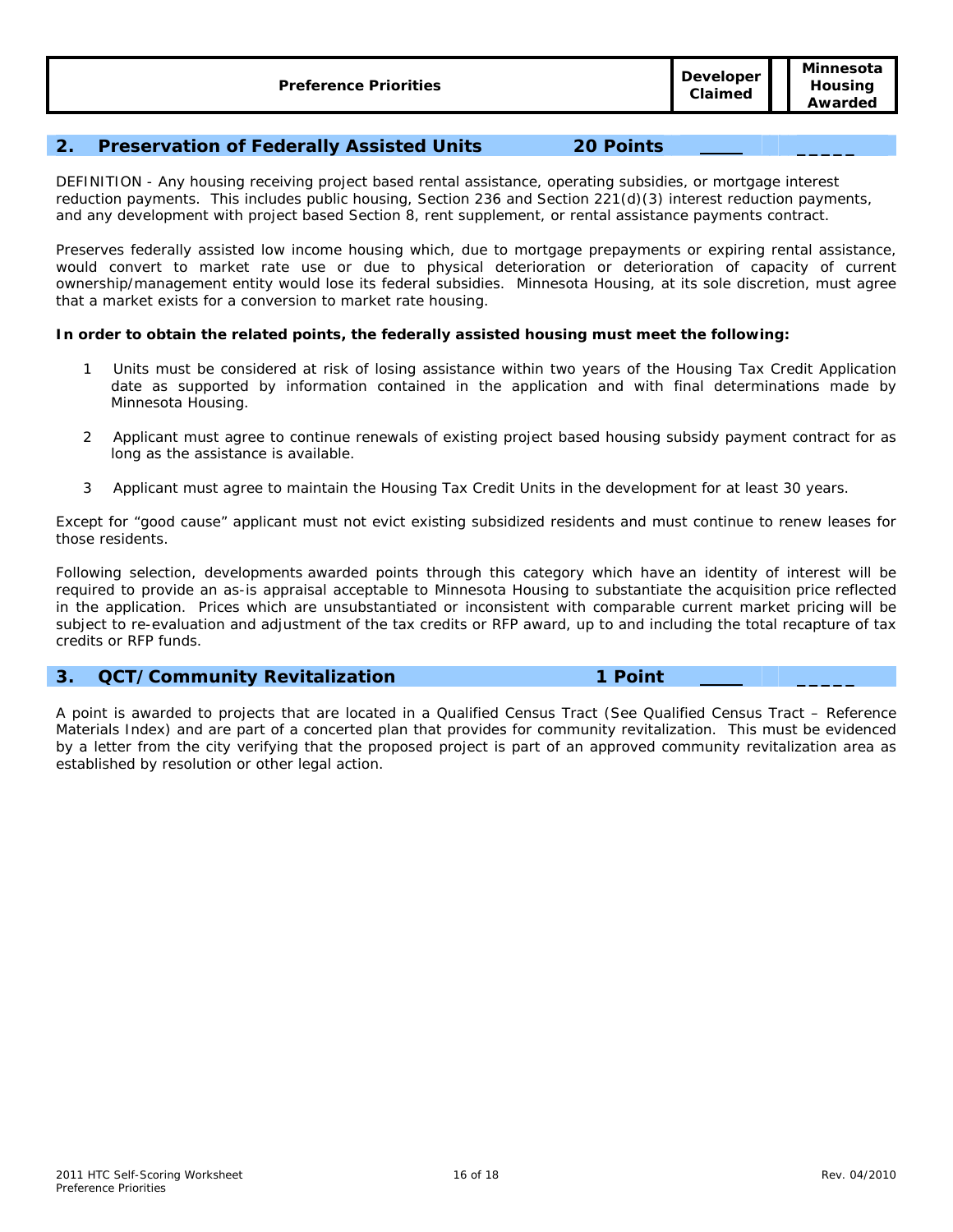| Preference Priorities | Developer Claimed | Minnesota Housing Awarded |
|---|---|---|

## 2. Preservation of Federally Assisted Units — 20 Points ____ _____

DEFINITION - Any housing receiving project based rental assistance, operating subsidies, or mortgage interest reduction payments. This includes public housing, Section 236 and Section 221(d)(3) interest reduction payments, and any development with project based Section 8, rent supplement, or rental assistance payments contract.

Preserves federally assisted low income housing which, due to mortgage prepayments or expiring rental assistance, would convert to market rate use or due to physical deterioration or deterioration of capacity of current ownership/management entity would lose its federal subsidies. Minnesota Housing, at its sole discretion, must agree that a market exists for a conversion to market rate housing.

**In order to obtain the related points, the federally assisted housing must meet the following:**

1. Units must be considered at risk of losing assistance within two years of the Housing Tax Credit Application date as supported by information contained in the application and with final determinations made by Minnesota Housing.
2. Applicant must agree to continue renewals of existing project based housing subsidy payment contract for as long as the assistance is available.
3. Applicant must agree to maintain the Housing Tax Credit Units in the development for at least 30 years.

Except for "good cause" applicant must not evict existing subsidized residents and must continue to renew leases for those residents.

Following selection, developments awarded points through this category which have an identity of interest will be required to provide an as-is appraisal acceptable to Minnesota Housing to substantiate the acquisition price reflected in the application. Prices which are unsubstantiated or inconsistent with comparable current market pricing will be subject to re-evaluation and adjustment of the tax credits or RFP award, up to and including the total recapture of tax credits or RFP funds.

## 3. QCT/Community Revitalization — 1 Point ____ _____

A point is awarded to projects that are located in a Qualified Census Tract (See Qualified Census Tract – Reference Materials Index) and are part of a concerted plan that provides for community revitalization. This must be evidenced by a letter from the city verifying that the proposed project is part of an approved community revitalization area as established by resolution or other legal action.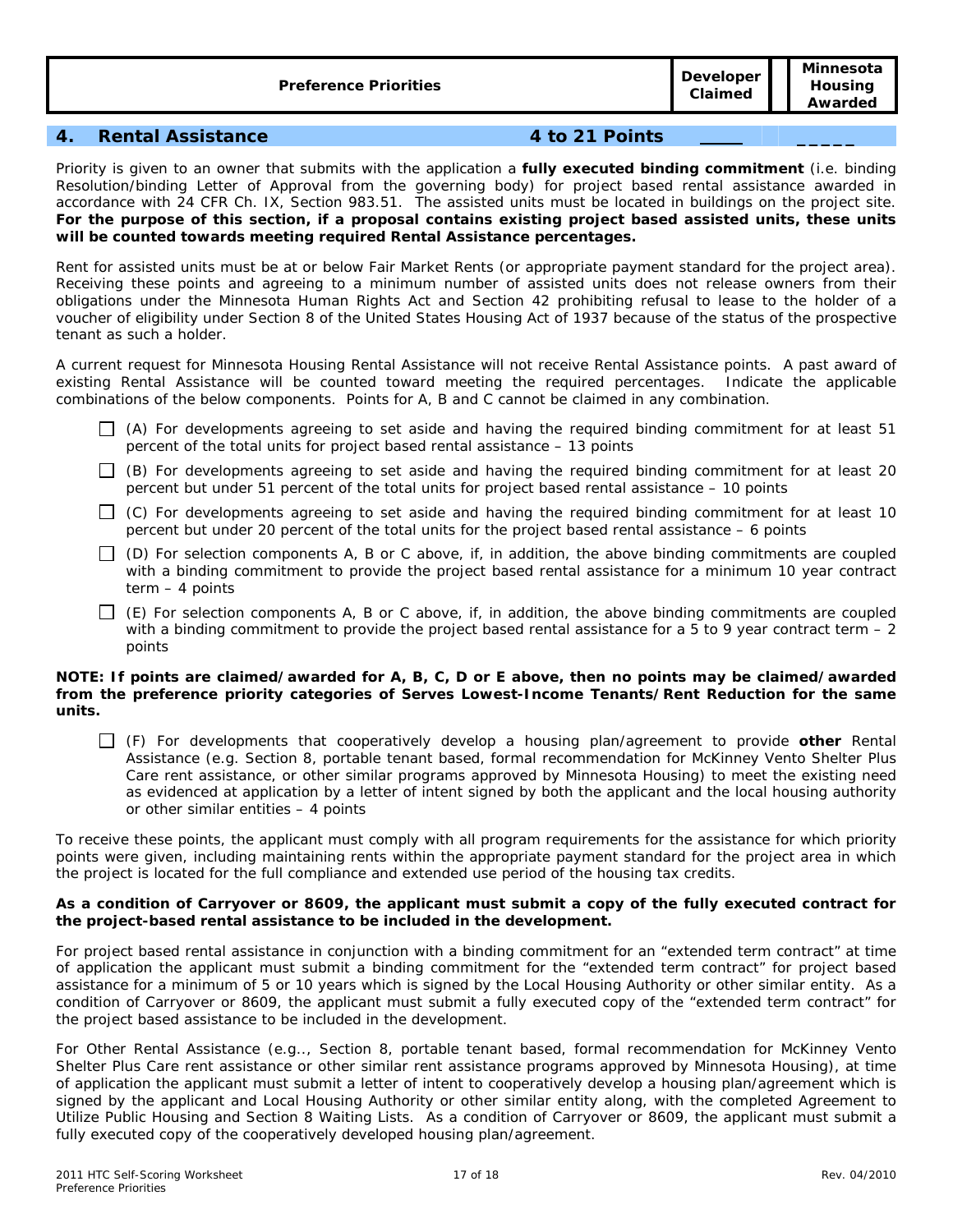| Preference Priorities | Developer Claimed | Minnesota Housing Awarded |
|---|---|---|

## 4. Rental Assistance 4 to 21 Points ____ _____

Priority is given to an owner that submits with the application a **fully executed binding commitment** (i.e. binding Resolution/binding Letter of Approval from the governing body) for project based rental assistance awarded in accordance with 24 CFR Ch. IX, Section 983.51. The assisted units must be located in buildings on the project site. **For the purpose of this section, if a proposal contains existing project based assisted units, these units will be counted towards meeting required Rental Assistance percentages.**

Rent for assisted units must be at or below Fair Market Rents (or appropriate payment standard for the project area). Receiving these points and agreeing to a minimum number of assisted units does not release owners from their obligations under the Minnesota Human Rights Act and Section 42 prohibiting refusal to lease to the holder of a voucher of eligibility under Section 8 of the United States Housing Act of 1937 because of the status of the prospective tenant as such a holder.

A current request for Minnesota Housing Rental Assistance will not receive Rental Assistance points. A past award of existing Rental Assistance will be counted toward meeting the required percentages. Indicate the applicable combinations of the below components. Points for A, B and C cannot be claimed in any combination.

- ☐ (A) For developments agreeing to set aside and having the required binding commitment for at least 51 percent of the total units for project based rental assistance – 13 points
- ☐ (B) For developments agreeing to set aside and having the required binding commitment for at least 20 percent but under 51 percent of the total units for project based rental assistance – 10 points
- ☐ (C) For developments agreeing to set aside and having the required binding commitment for at least 10 percent but under 20 percent of the total units for the project based rental assistance – 6 points
- ☐ (D) For selection components A, B or C above, if, in addition, the above binding commitments are coupled with a binding commitment to provide the project based rental assistance for a minimum 10 year contract term – 4 points
- ☐ (E) For selection components A, B or C above, if, in addition, the above binding commitments are coupled with a binding commitment to provide the project based rental assistance for a 5 to 9 year contract term – 2 points

**NOTE: If points are claimed/awarded for A, B, C, D or E above, then no points may be claimed/awarded from the preference priority categories of Serves Lowest-Income Tenants/Rent Reduction for the same units.**

- ☐ (F) For developments that cooperatively develop a housing plan/agreement to provide **other** Rental Assistance (e.g. Section 8, portable tenant based, formal recommendation for McKinney Vento Shelter Plus Care rent assistance, or other similar programs approved by Minnesota Housing) to meet the existing need as evidenced at application by a letter of intent signed by both the applicant and the local housing authority or other similar entities – 4 points

To receive these points, the applicant must comply with all program requirements for the assistance for which priority points were given, including maintaining rents within the appropriate payment standard for the project area in which the project is located for the full compliance and extended use period of the housing tax credits.

**As a condition of Carryover or 8609, the applicant must submit a copy of the fully executed contract for the project-based rental assistance to be included in the development.**

For project based rental assistance in conjunction with a binding commitment for an "extended term contract" at time of application the applicant must submit a binding commitment for the "extended term contract" for project based assistance for a minimum of 5 or 10 years which is signed by the Local Housing Authority or other similar entity. As a condition of Carryover or 8609, the applicant must submit a fully executed copy of the "extended term contract" for the project based assistance to be included in the development.

For Other Rental Assistance (e.g.., Section 8, portable tenant based, formal recommendation for McKinney Vento Shelter Plus Care rent assistance or other similar rent assistance programs approved by Minnesota Housing), at time of application the applicant must submit a letter of intent to cooperatively develop a housing plan/agreement which is signed by the applicant and Local Housing Authority or other similar entity along, with the completed Agreement to Utilize Public Housing and Section 8 Waiting Lists. As a condition of Carryover or 8609, the applicant must submit a fully executed copy of the cooperatively developed housing plan/agreement.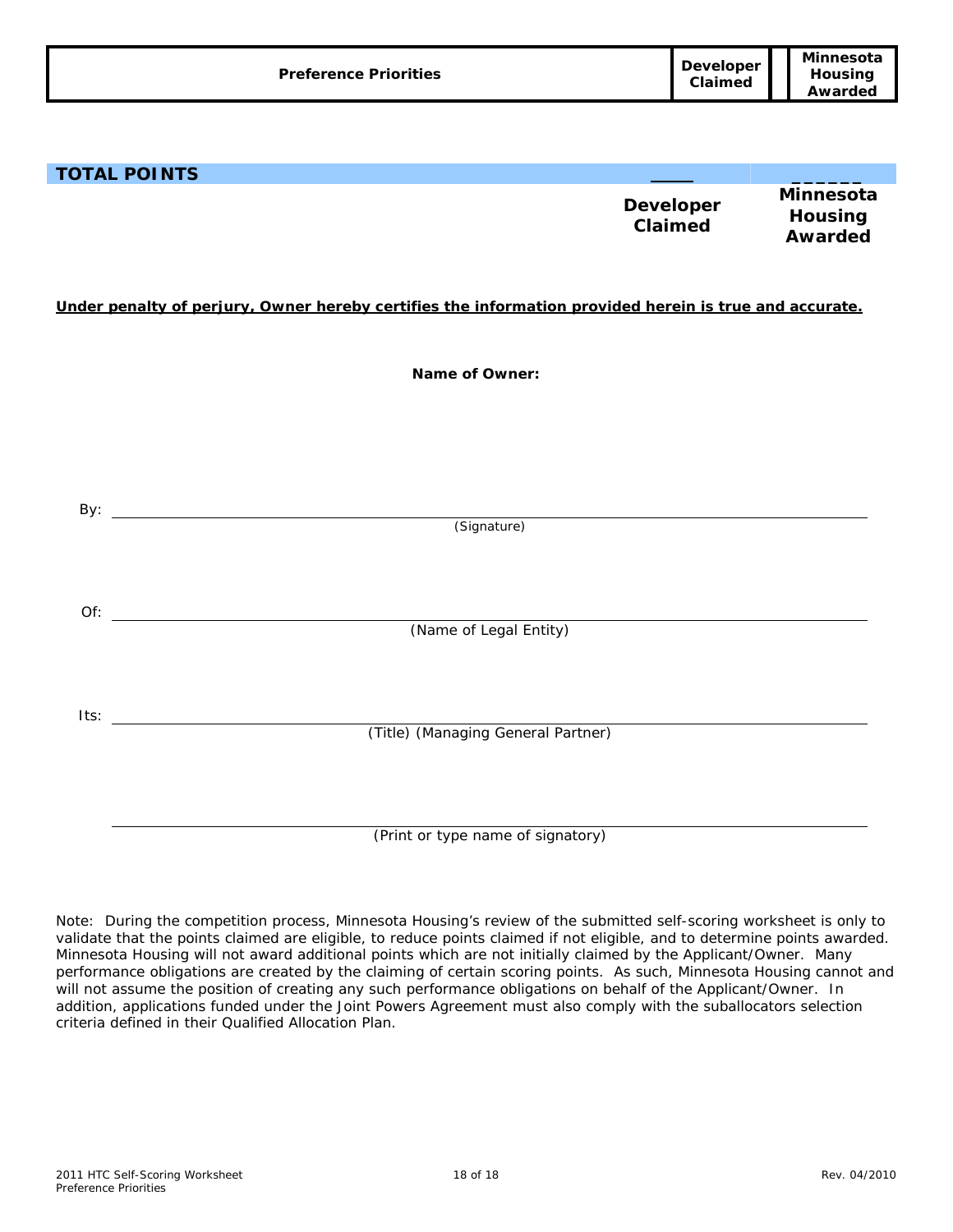| Preference Priorities | Developer Claimed | | Minnesota Housing Awarded |
|---|---|---|---|

**TOTAL POINTS** ____ ______

| | Developer Claimed | Minnesota Housing Awarded |
|---|---|---|

**Under penalty of perjury, Owner hereby certifies the information provided herein is true and accurate.**

**Name of Owner:**

By: ______________________________
(Signature)

Of: ______________________________
(Name of Legal Entity)

Its: ______________________________
(Title) (Managing General Partner)

______________________________
(Print or type name of signatory)

Note: During the competition process, Minnesota Housing's review of the submitted self-scoring worksheet is only to validate that the points claimed are eligible, to reduce points claimed if not eligible, and to determine points awarded. Minnesota Housing will not award additional points which are not initially claimed by the Applicant/Owner. Many performance obligations are created by the claiming of certain scoring points. As such, Minnesota Housing cannot and will not assume the position of creating any such performance obligations on behalf of the Applicant/Owner. In addition, applications funded under the Joint Powers Agreement must also comply with the suballocators selection criteria defined in their Qualified Allocation Plan.